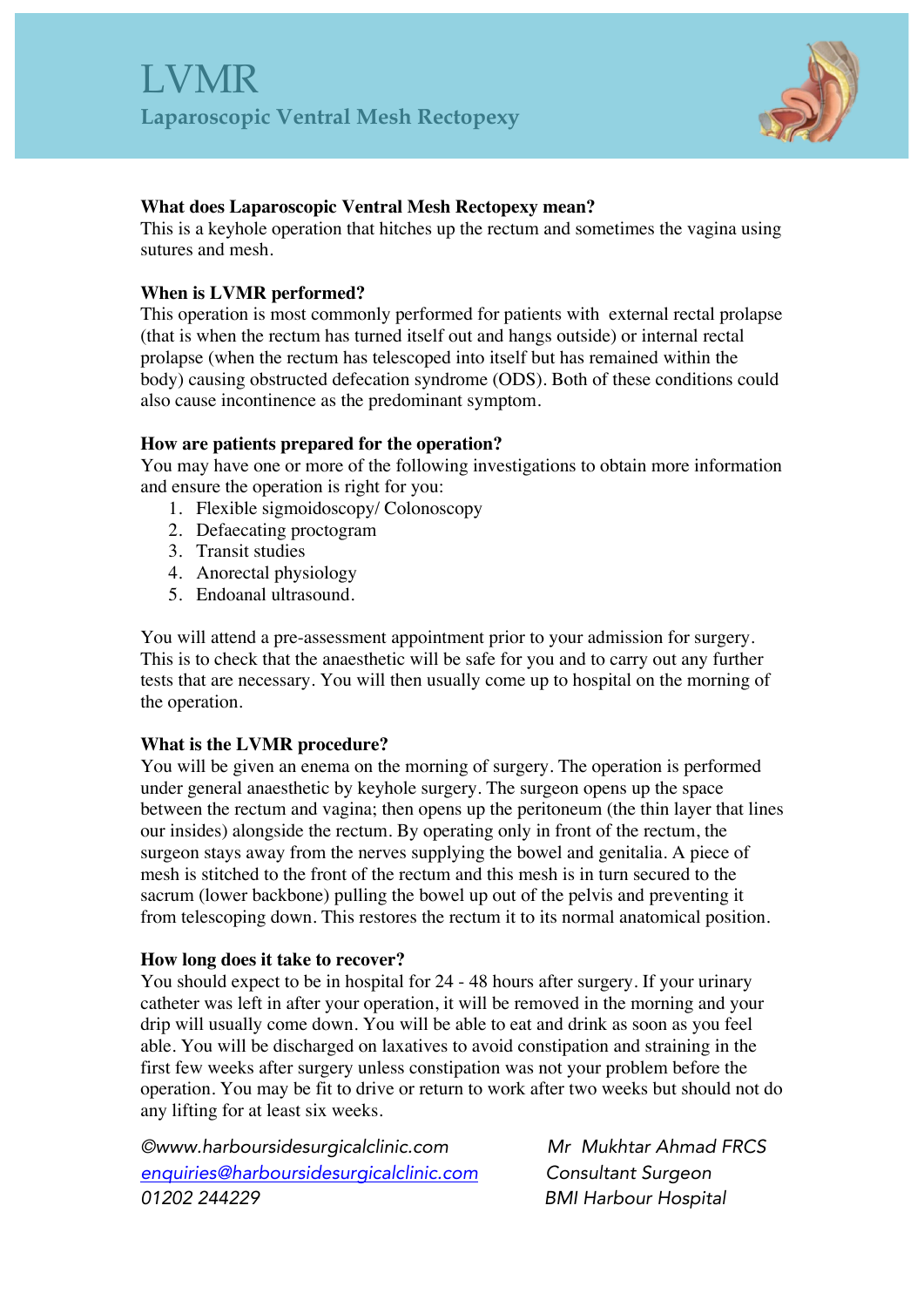# LVMR

## Laparoscopic Ventral Mesh Rectopexy

**What does Laparoscopic Ventral Mesh Rectopexy mean?**
This is a keyhole operation that hitches up the rectum and sometimes the vagina using sutures and mesh.

**When is LVMR performed?**
This operation is most commonly performed for patients with external rectal prolapse (that is when the rectum has turned itself out and hangs outside) or internal rectal prolapse (when the rectum has telescoped into itself but has remained within the body) causing obstructed defecation syndrome (ODS). Both of these conditions could also cause incontinence as the predominant symptom.

**How are patients prepared for the operation?**
You may have one or more of the following investigations to obtain more information and ensure the operation is right for you:

1. Flexible sigmoidoscopy/ Colonoscopy
2. Defaecating proctogram
3. Transit studies
4. Anorectal physiology
5. Endoanal ultrasound.

You will attend a pre-assessment appointment prior to your admission for surgery. This is to check that the anaesthetic will be safe for you and to carry out any further tests that are necessary. You will then usually come up to hospital on the morning of the operation.

**What is the LVMR procedure?**
You will be given an enema on the morning of surgery. The operation is performed under general anaesthetic by keyhole surgery. The surgeon opens up the space between the rectum and vagina; then opens up the peritoneum (the thin layer that lines our insides) alongside the rectum. By operating only in front of the rectum, the surgeon stays away from the nerves supplying the bowel and genitalia. A piece of mesh is stitched to the front of the rectum and this mesh is in turn secured to the sacrum (lower backbone) pulling the bowel up out of the pelvis and preventing it from telescoping down. This restores the rectum it to its normal anatomical position.

**How long does it take to recover?**
You should expect to be in hospital for 24 - 48 hours after surgery. If your urinary catheter was left in after your operation, it will be removed in the morning and your drip will usually come down. You will be able to eat and drink as soon as you feel able. You will be discharged on laxatives to avoid constipation and straining in the first few weeks after surgery unless constipation was not your problem before the operation. You may be fit to drive or return to work after two weeks but should not do any lifting for at least six weeks.

*©www.harboursidesurgicalclinic.com*
*enquiries@harboursidesurgicalclinic.com*
*01202 244229*

*Mr Mukhtar Ahmad FRCS*
*Consultant Surgeon*
*BMI Harbour Hospital*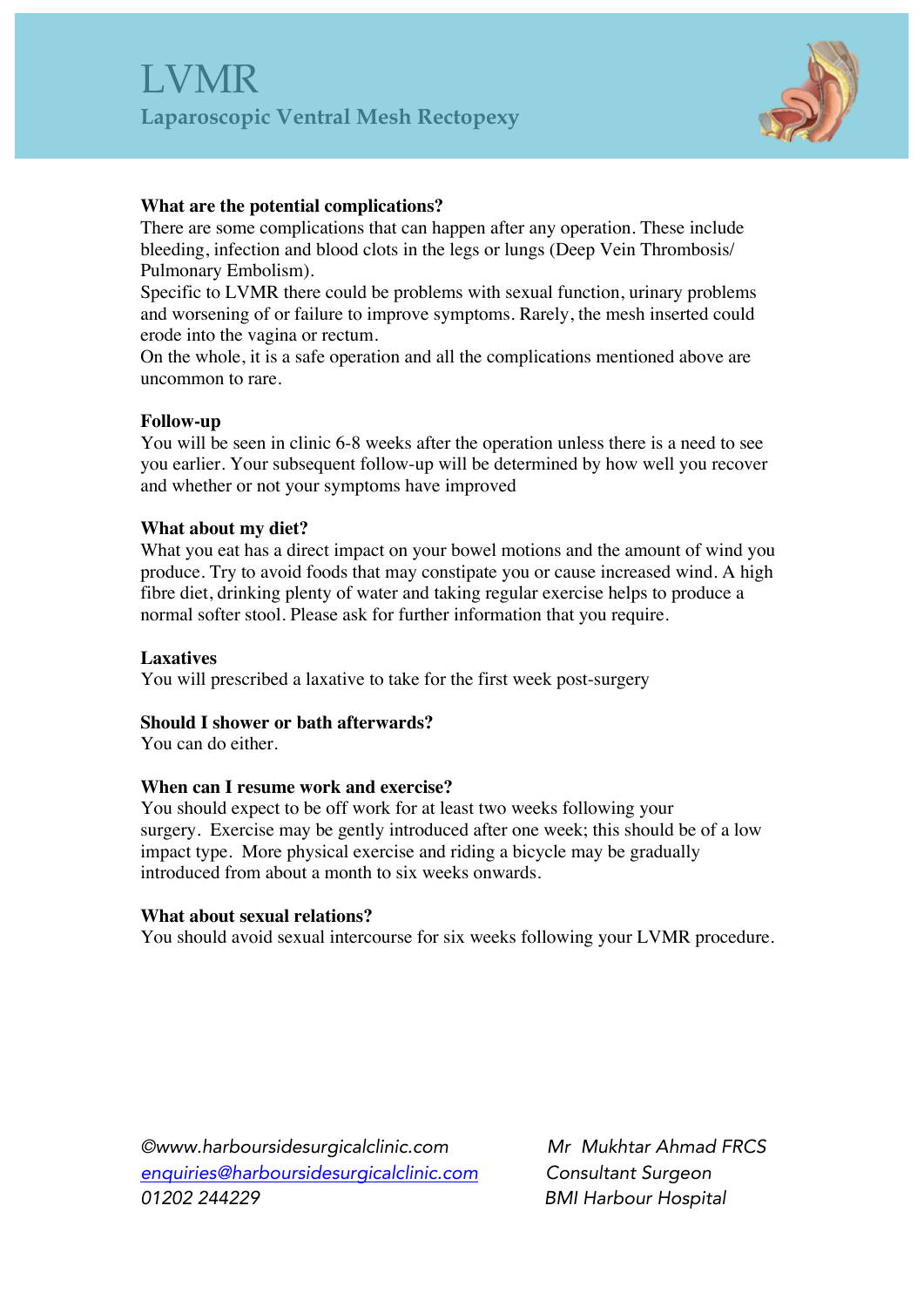# LVMR

## Laparoscopic Ventral Mesh Rectopexy

**What are the potential complications?**

There are some complications that can happen after any operation. These include bleeding, infection and blood clots in the legs or lungs (Deep Vein Thrombosis/ Pulmonary Embolism).

Specific to LVMR there could be problems with sexual function, urinary problems and worsening of or failure to improve symptoms. Rarely, the mesh inserted could erode into the vagina or rectum.

On the whole, it is a safe operation and all the complications mentioned above are uncommon to rare.

**Follow-up**

You will be seen in clinic 6-8 weeks after the operation unless there is a need to see you earlier. Your subsequent follow-up will be determined by how well you recover and whether or not your symptoms have improved

**What about my diet?**

What you eat has a direct impact on your bowel motions and the amount of wind you produce. Try to avoid foods that may constipate you or cause increased wind. A high fibre diet, drinking plenty of water and taking regular exercise helps to produce a normal softer stool. Please ask for further information that you require.

**Laxatives**

You will prescribed a laxative to take for the first week post-surgery

**Should I shower or bath afterwards?**

You can do either.

**When can I resume work and exercise?**

You should expect to be off work for at least two weeks following your surgery. Exercise may be gently introduced after one week; this should be of a low impact type. More physical exercise and riding a bicycle may be gradually introduced from about a month to six weeks onwards.

**What about sexual relations?**

You should avoid sexual intercourse for six weeks following your LVMR procedure.

*©www.harboursidesurgicalclinic.com*
*enquiries@harboursidesurgicalclinic.com*
*01202 244229*

*Mr Mukhtar Ahmad FRCS*
*Consultant Surgeon*
*BMI Harbour Hospital*